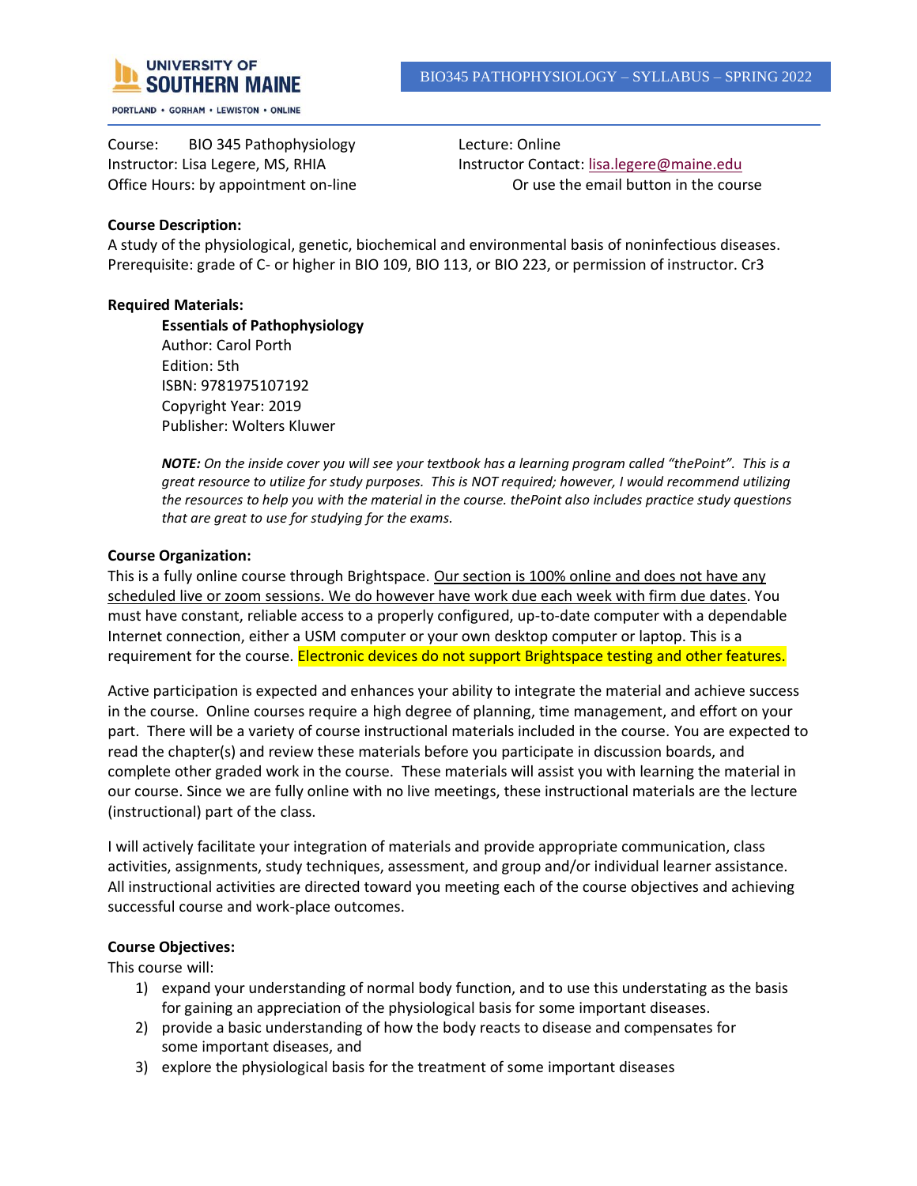# BIO345 PATHOPHYSIOLOGY – SYLLABUS – SPRING 2022

Course: BIO 345 Pathophysiology
Instructor: Lisa Legere, MS, RHIA
Office Hours: by appointment on-line

Lecture: Online
Instructor Contact: lisa.legere@maine.edu
Or use the email button in the course

**Course Description:**
A study of the physiological, genetic, biochemical and environmental basis of noninfectious diseases. Prerequisite: grade of C- or higher in BIO 109, BIO 113, or BIO 223, or permission of instructor. Cr3

**Required Materials:**

**Essentials of Pathophysiology**
Author: Carol Porth
Edition: 5th
ISBN: 9781975107192
Copyright Year: 2019
Publisher: Wolters Kluwer

***NOTE:*** *On the inside cover you will see your textbook has a learning program called "thePoint". This is a great resource to utilize for study purposes. This is NOT required; however, I would recommend utilizing the resources to help you with the material in the course. thePoint also includes practice study questions that are great to use for studying for the exams.*

**Course Organization:**
This is a fully online course through Brightspace. <u>Our section is 100% online and does not have any scheduled live or zoom sessions. We do however have work due each week with firm due dates</u>. You must have constant, reliable access to a properly configured, up-to-date computer with a dependable Internet connection, either a USM computer or your own desktop computer or laptop. This is a requirement for the course. Electronic devices do not support Brightspace testing and other features.

Active participation is expected and enhances your ability to integrate the material and achieve success in the course. Online courses require a high degree of planning, time management, and effort on your part. There will be a variety of course instructional materials included in the course. You are expected to read the chapter(s) and review these materials before you participate in discussion boards, and complete other graded work in the course. These materials will assist you with learning the material in our course. Since we are fully online with no live meetings, these instructional materials are the lecture (instructional) part of the class.

I will actively facilitate your integration of materials and provide appropriate communication, class activities, assignments, study techniques, assessment, and group and/or individual learner assistance. All instructional activities are directed toward you meeting each of the course objectives and achieving successful course and work-place outcomes.

**Course Objectives:**
This course will:

1) expand your understanding of normal body function, and to use this understating as the basis for gaining an appreciation of the physiological basis for some important diseases.
2) provide a basic understanding of how the body reacts to disease and compensates for some important diseases, and
3) explore the physiological basis for the treatment of some important diseases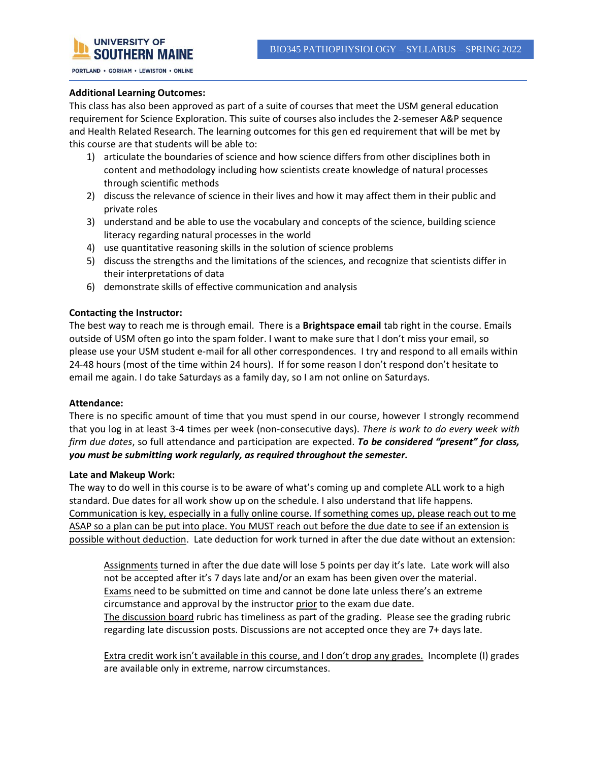**Additional Learning Outcomes:**

This class has also been approved as part of a suite of courses that meet the USM general education requirement for Science Exploration. This suite of courses also includes the 2-semeser A&P sequence and Health Related Research. The learning outcomes for this gen ed requirement that will be met by this course are that students will be able to:

1) articulate the boundaries of science and how science differs from other disciplines both in content and methodology including how scientists create knowledge of natural processes through scientific methods
2) discuss the relevance of science in their lives and how it may affect them in their public and private roles
3) understand and be able to use the vocabulary and concepts of the science, building science literacy regarding natural processes in the world
4) use quantitative reasoning skills in the solution of science problems
5) discuss the strengths and the limitations of the sciences, and recognize that scientists differ in their interpretations of data
6) demonstrate skills of effective communication and analysis

**Contacting the Instructor:**

The best way to reach me is through email. There is a **Brightspace email** tab right in the course. Emails outside of USM often go into the spam folder. I want to make sure that I don't miss your email, so please use your USM student e-mail for all other correspondences. I try and respond to all emails within 24-48 hours (most of the time within 24 hours). If for some reason I don't respond don't hesitate to email me again. I do take Saturdays as a family day, so I am not online on Saturdays.

**Attendance:**

There is no specific amount of time that you must spend in our course, however I strongly recommend that you log in at least 3-4 times per week (non-consecutive days). *There is work to do every week with firm due dates*, so full attendance and participation are expected. ***To be considered "present" for class, you must be submitting work regularly, as required throughout the semester.***

**Late and Makeup Work:**

The way to do well in this course is to be aware of what's coming up and complete ALL work to a high standard. Due dates for all work show up on the schedule. I also understand that life happens. Communication is key, especially in a fully online course. If something comes up, please reach out to me ASAP so a plan can be put into place. You MUST reach out before the due date to see if an extension is possible without deduction. Late deduction for work turned in after the due date without an extension:

> Assignments turned in after the due date will lose 5 points per day it's late. Late work will also not be accepted after it's 7 days late and/or an exam has been given over the material.
> Exams need to be submitted on time and cannot be done late unless there's an extreme circumstance and approval by the instructor prior to the exam due date.
> The discussion board rubric has timeliness as part of the grading. Please see the grading rubric regarding late discussion posts. Discussions are not accepted once they are 7+ days late.
>
> Extra credit work isn't available in this course, and I don't drop any grades. Incomplete (I) grades are available only in extreme, narrow circumstances.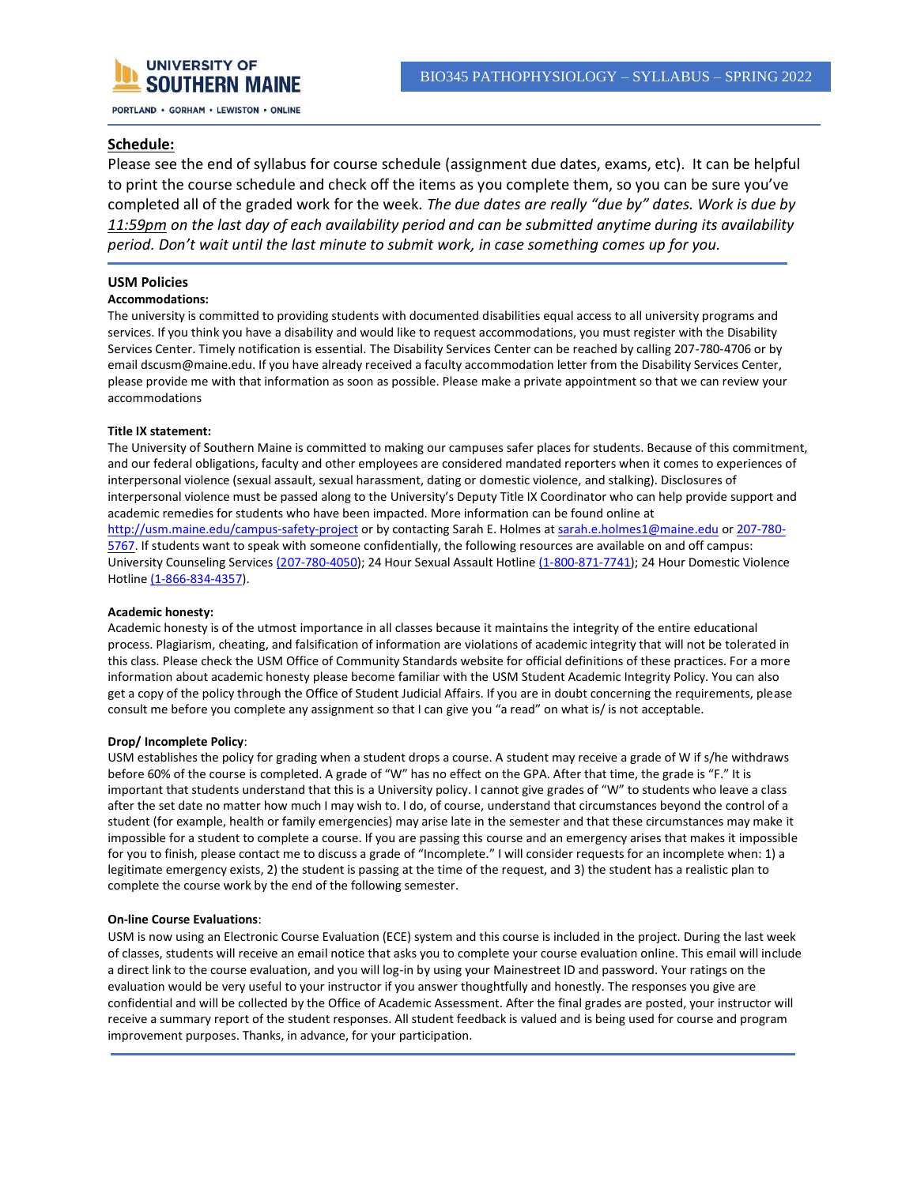## Schedule:

Please see the end of syllabus for course schedule (assignment due dates, exams, etc). It can be helpful to print the course schedule and check off the items as you complete them, so you can be sure you've completed all of the graded work for the week. *The due dates are really "due by" dates. Work is due by 11:59pm on the last day of each availability period and can be submitted anytime during its availability period. Don't wait until the last minute to submit work, in case something comes up for you.*

### USM Policies

**Accommodations:**

The university is committed to providing students with documented disabilities equal access to all university programs and services. If you think you have a disability and would like to request accommodations, you must register with the Disability Services Center. Timely notification is essential. The Disability Services Center can be reached by calling 207-780-4706 or by email dscusm@maine.edu. If you have already received a faculty accommodation letter from the Disability Services Center, please provide me with that information as soon as possible. Please make a private appointment so that we can review your accommodations

**Title IX statement:**

The University of Southern Maine is committed to making our campuses safer places for students. Because of this commitment, and our federal obligations, faculty and other employees are considered mandated reporters when it comes to experiences of interpersonal violence (sexual assault, sexual harassment, dating or domestic violence, and stalking). Disclosures of interpersonal violence must be passed along to the University's Deputy Title IX Coordinator who can help provide support and academic remedies for students who have been impacted. More information can be found online at http://usm.maine.edu/campus-safety-project or by contacting Sarah E. Holmes at sarah.e.holmes1@maine.edu or 207-780-5767. If students want to speak with someone confidentially, the following resources are available on and off campus: University Counseling Services (207-780-4050); 24 Hour Sexual Assault Hotline (1-800-871-7741); 24 Hour Domestic Violence Hotline (1-866-834-4357).

**Academic honesty:**

Academic honesty is of the utmost importance in all classes because it maintains the integrity of the entire educational process. Plagiarism, cheating, and falsification of information are violations of academic integrity that will not be tolerated in this class. Please check the USM Office of Community Standards website for official definitions of these practices. For a more information about academic honesty please become familiar with the USM Student Academic Integrity Policy. You can also get a copy of the policy through the Office of Student Judicial Affairs. If you are in doubt concerning the requirements, please consult me before you complete any assignment so that I can give you "a read" on what is/ is not acceptable.

**Drop/ Incomplete Policy**:

USM establishes the policy for grading when a student drops a course. A student may receive a grade of W if s/he withdraws before 60% of the course is completed. A grade of "W" has no effect on the GPA. After that time, the grade is "F." It is important that students understand that this is a University policy. I cannot give grades of "W" to students who leave a class after the set date no matter how much I may wish to. I do, of course, understand that circumstances beyond the control of a student (for example, health or family emergencies) may arise late in the semester and that these circumstances may make it impossible for a student to complete a course. If you are passing this course and an emergency arises that makes it impossible for you to finish, please contact me to discuss a grade of "Incomplete." I will consider requests for an incomplete when: 1) a legitimate emergency exists, 2) the student is passing at the time of the request, and 3) the student has a realistic plan to complete the course work by the end of the following semester.

**On-line Course Evaluations**:

USM is now using an Electronic Course Evaluation (ECE) system and this course is included in the project. During the last week of classes, students will receive an email notice that asks you to complete your course evaluation online. This email will include a direct link to the course evaluation, and you will log-in by using your Mainestreet ID and password. Your ratings on the evaluation would be very useful to your instructor if you answer thoughtfully and honestly. The responses you give are confidential and will be collected by the Office of Academic Assessment. After the final grades are posted, your instructor will receive a summary report of the student responses. All student feedback is valued and is being used for course and program improvement purposes. Thanks, in advance, for your participation.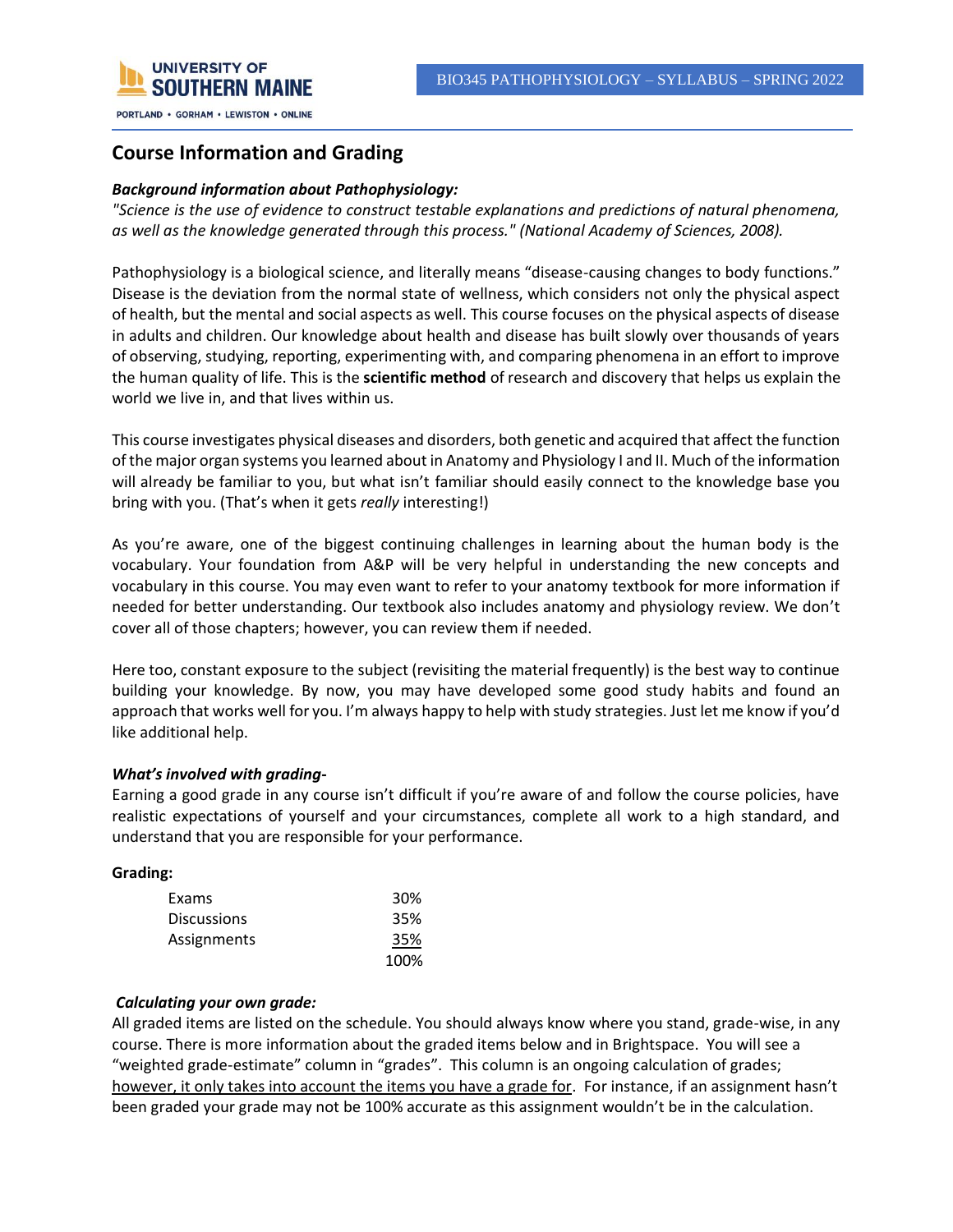## Course Information and Grading

***Background information about Pathophysiology:***

*"Science is the use of evidence to construct testable explanations and predictions of natural phenomena, as well as the knowledge generated through this process." (National Academy of Sciences, 2008).*

Pathophysiology is a biological science, and literally means "disease-causing changes to body functions." Disease is the deviation from the normal state of wellness, which considers not only the physical aspect of health, but the mental and social aspects as well. This course focuses on the physical aspects of disease in adults and children. Our knowledge about health and disease has built slowly over thousands of years of observing, studying, reporting, experimenting with, and comparing phenomena in an effort to improve the human quality of life. This is the **scientific method** of research and discovery that helps us explain the world we live in, and that lives within us.

This course investigates physical diseases and disorders, both genetic and acquired that affect the function of the major organ systems you learned about in Anatomy and Physiology I and II. Much of the information will already be familiar to you, but what isn't familiar should easily connect to the knowledge base you bring with you. (That's when it gets *really* interesting!)

As you're aware, one of the biggest continuing challenges in learning about the human body is the vocabulary. Your foundation from A&P will be very helpful in understanding the new concepts and vocabulary in this course. You may even want to refer to your anatomy textbook for more information if needed for better understanding. Our textbook also includes anatomy and physiology review. We don't cover all of those chapters; however, you can review them if needed.

Here too, constant exposure to the subject (revisiting the material frequently) is the best way to continue building your knowledge. By now, you may have developed some good study habits and found an approach that works well for you. I'm always happy to help with study strategies. Just let me know if you'd like additional help.

***What's involved with grading-***

Earning a good grade in any course isn't difficult if you're aware of and follow the course policies, have realistic expectations of yourself and your circumstances, complete all work to a high standard, and understand that you are responsible for your performance.

**Grading:**

| | |
|---|---|
| Exams | 30% |
| Discussions | 35% |
| Assignments | 35% |
| | 100% |

***Calculating your own grade:***

All graded items are listed on the schedule. You should always know where you stand, grade-wise, in any course. There is more information about the graded items below and in Brightspace. You will see a "weighted grade-estimate" column in "grades". This column is an ongoing calculation of grades; however, it only takes into account the items you have a grade for. For instance, if an assignment hasn't been graded your grade may not be 100% accurate as this assignment wouldn't be in the calculation.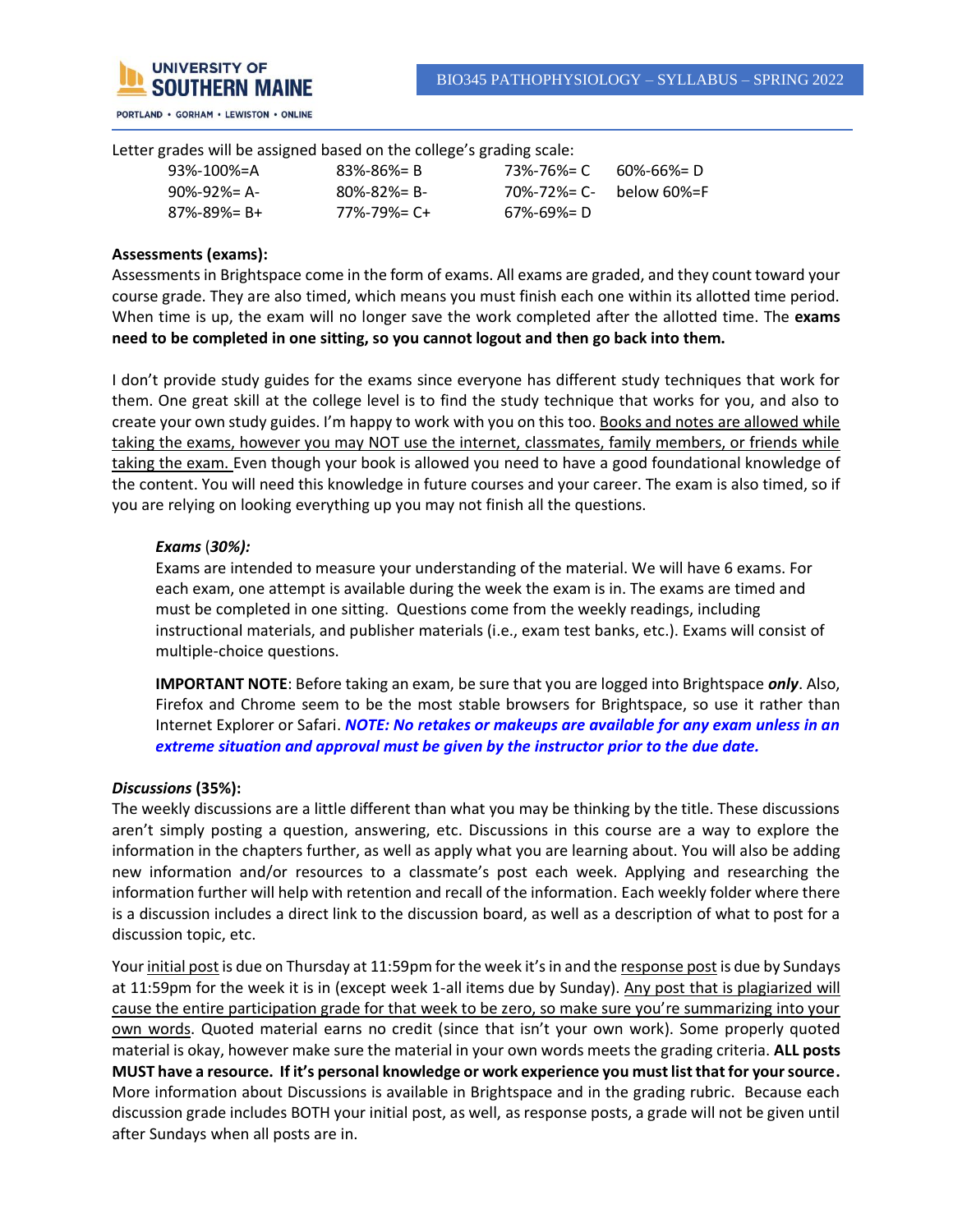Letter grades will be assigned based on the college's grading scale:

| | | | |
|---|---|---|---|
| 93%-100%=A | 83%-86%= B | 73%-76%= C | 60%-66%= D |
| 90%-92%= A- | 80%-82%= B- | 70%-72%= C- | below 60%=F |
| 87%-89%= B+ | 77%-79%= C+ | 67%-69%= D | |

**Assessments (exams):**

Assessments in Brightspace come in the form of exams. All exams are graded, and they count toward your course grade. They are also timed, which means you must finish each one within its allotted time period. When time is up, the exam will no longer save the work completed after the allotted time. The **exams need to be completed in one sitting, so you cannot logout and then go back into them.**

I don't provide study guides for the exams since everyone has different study techniques that work for them. One great skill at the college level is to find the study technique that works for you, and also to create your own study guides. I'm happy to work with you on this too. Books and notes are allowed while taking the exams, however you may NOT use the internet, classmates, family members, or friends while taking the exam. Even though your book is allowed you need to have a good foundational knowledge of the content. You will need this knowledge in future courses and your career. The exam is also timed, so if you are relying on looking everything up you may not finish all the questions.

***Exams** (**30%**):*

Exams are intended to measure your understanding of the material. We will have 6 exams. For each exam, one attempt is available during the week the exam is in. The exams are timed and must be completed in one sitting. Questions come from the weekly readings, including instructional materials, and publisher materials (i.e., exam test banks, etc.). Exams will consist of multiple-choice questions.

**IMPORTANT NOTE**: Before taking an exam, be sure that you are logged into Brightspace ***only***. Also, Firefox and Chrome seem to be the most stable browsers for Brightspace, so use it rather than Internet Explorer or Safari. ***NOTE: No retakes or makeups are available for any exam unless in an extreme situation and approval must be given by the instructor prior to the due date.***

***Discussions* (35%):**

The weekly discussions are a little different than what you may be thinking by the title. These discussions aren't simply posting a question, answering, etc. Discussions in this course are a way to explore the information in the chapters further, as well as apply what you are learning about. You will also be adding new information and/or resources to a classmate's post each week. Applying and researching the information further will help with retention and recall of the information. Each weekly folder where there is a discussion includes a direct link to the discussion board, as well as a description of what to post for a discussion topic, etc.

Your initial post is due on Thursday at 11:59pm for the week it's in and the response post is due by Sundays at 11:59pm for the week it is in (except week 1-all items due by Sunday). Any post that is plagiarized will cause the entire participation grade for that week to be zero, so make sure you're summarizing into your own words. Quoted material earns no credit (since that isn't your own work). Some properly quoted material is okay, however make sure the material in your own words meets the grading criteria. **ALL posts MUST have a resource. If it's personal knowledge or work experience you must list that for your source.** More information about Discussions is available in Brightspace and in the grading rubric. Because each discussion grade includes BOTH your initial post, as well, as response posts, a grade will not be given until after Sundays when all posts are in.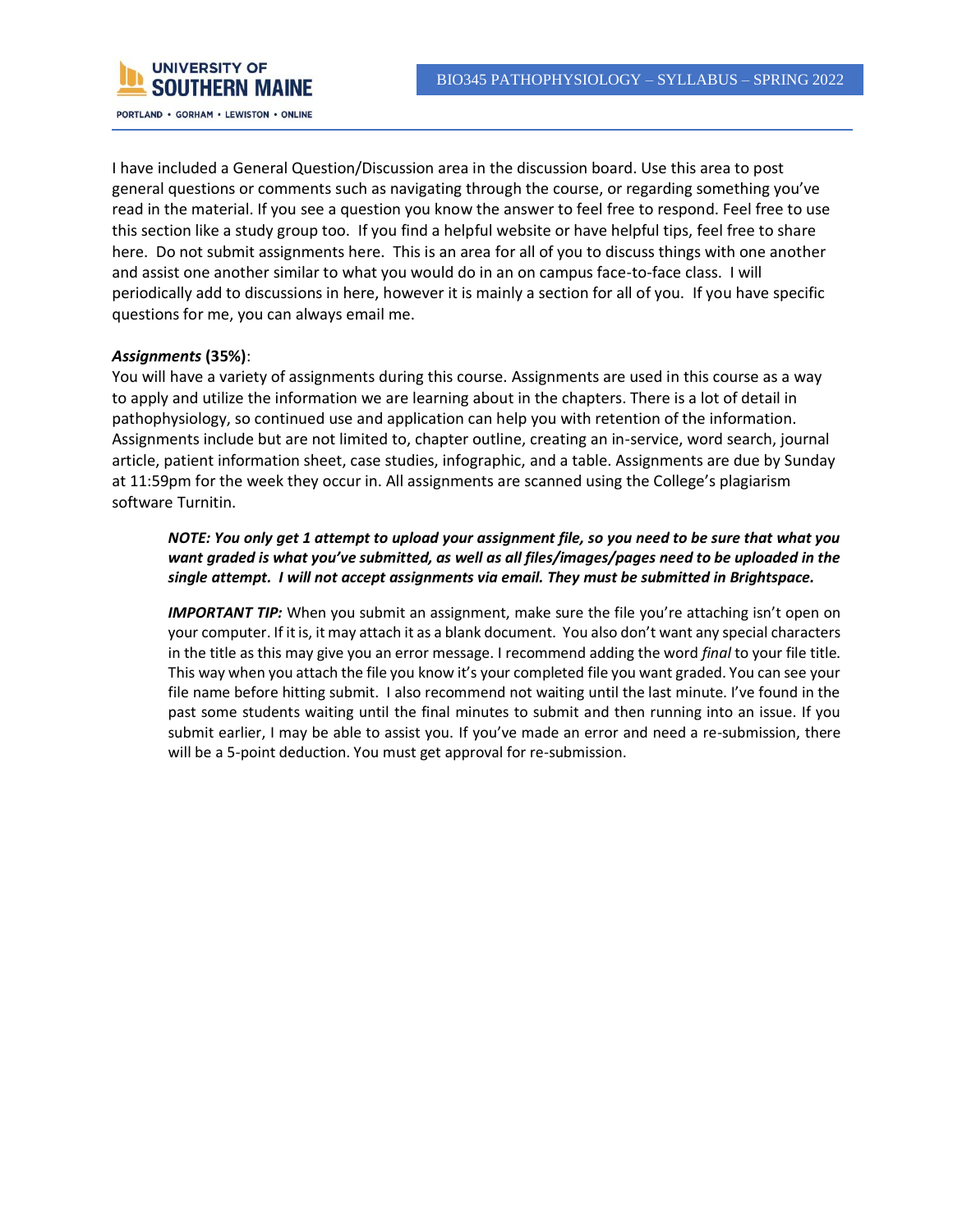I have included a General Question/Discussion area in the discussion board. Use this area to post general questions or comments such as navigating through the course, or regarding something you've read in the material. If you see a question you know the answer to feel free to respond. Feel free to use this section like a study group too. If you find a helpful website or have helpful tips, feel free to share here. Do not submit assignments here. This is an area for all of you to discuss things with one another and assist one another similar to what you would do in an on campus face-to-face class. I will periodically add to discussions in here, however it is mainly a section for all of you. If you have specific questions for me, you can always email me.

***Assignments* (35%)**:

You will have a variety of assignments during this course. Assignments are used in this course as a way to apply and utilize the information we are learning about in the chapters. There is a lot of detail in pathophysiology, so continued use and application can help you with retention of the information. Assignments include but are not limited to, chapter outline, creating an in-service, word search, journal article, patient information sheet, case studies, infographic, and a table. Assignments are due by Sunday at 11:59pm for the week they occur in. All assignments are scanned using the College's plagiarism software Turnitin.

> ***NOTE: You only get 1 attempt to upload your assignment file, so you need to be sure that what you want graded is what you've submitted, as well as all files/images/pages need to be uploaded in the single attempt. I will not accept assignments via email. They must be submitted in Brightspace.***
>
> ***IMPORTANT TIP:*** When you submit an assignment, make sure the file you're attaching isn't open on your computer. If it is, it may attach it as a blank document. You also don't want any special characters in the title as this may give you an error message. I recommend adding the word *final* to your file title. This way when you attach the file you know it's your completed file you want graded. You can see your file name before hitting submit. I also recommend not waiting until the last minute. I've found in the past some students waiting until the final minutes to submit and then running into an issue. If you submit earlier, I may be able to assist you. If you've made an error and need a re-submission, there will be a 5-point deduction. You must get approval for re-submission.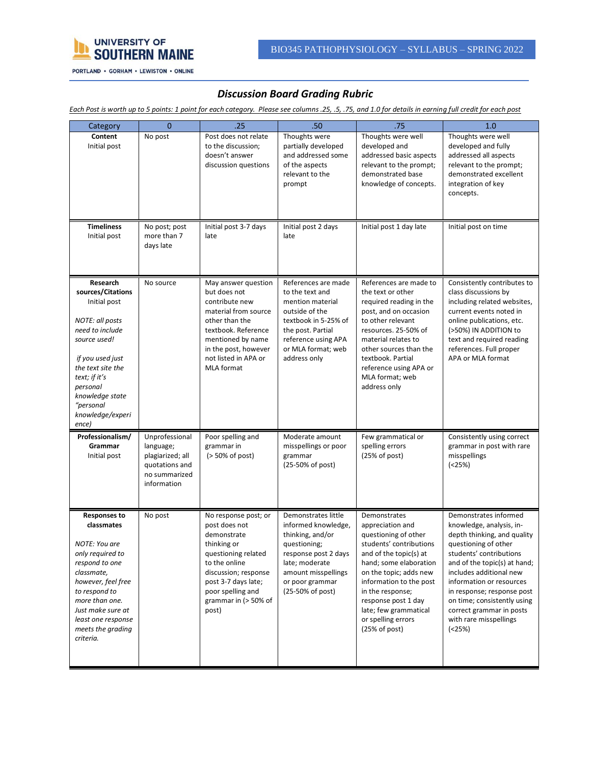## *Discussion Board Grading Rubric*

*Each Post is worth up to 5 points: 1 point for each category. Please see columns .25, .5, .75, and 1.0 for details in earning full credit for each post*

| Category | 0 | .25 | .50 | .75 | 1.0 |
|---|---|---|---|---|---|
| **Content** Initial post | No post | Post does not relate to the discussion; doesn't answer discussion questions | Thoughts were partially developed and addressed some of the aspects relevant to the prompt | Thoughts were well developed and addressed basic aspects relevant to the prompt; demonstrated base knowledge of concepts. | Thoughts were well developed and fully addressed all aspects relevant to the prompt; demonstrated excellent integration of key concepts. |
| **Timeliness** Initial post | No post; post more than 7 days late | Initial post 3-7 days late | Initial post 2 days late | Initial post 1 day late | Initial post on time |
| **Research sources/Citations** Initial post *NOTE: all posts need to include source used!* *if you used just the text site the text; if it's personal knowledge state "personal knowledge/experience)* | No source | May answer question but does not contribute new material from source other than the textbook. Reference mentioned by name in the post, however not listed in APA or MLA format | References are made to the text and mention material outside of the textbook in 5-25% of the post. Partial reference using APA or MLA format; web address only | References are made to the text or other required reading in the post, and on occasion to other relevant resources. 25-50% of material relates to other sources than the textbook. Partial reference using APA or MLA format; web address only | Consistently contributes to class discussions by including related websites, current events noted in online publications, etc. (>50%) IN ADDITION to text and required reading references. Full proper APA or MLA format |
| **Professionalism/ Grammar** Initial post | Unprofessional language; plagiarized; all quotations and no summarized information | Poor spelling and grammar in (> 50% of post) | Moderate amount misspellings or poor grammar (25-50% of post) | Few grammatical or spelling errors (25% of post) | Consistently using correct grammar in post with rare misspellings (<25%) |
| **Responses to classmates** *NOTE: You are only required to respond to one classmate, however, feel free to respond to more than one. Just make sure at least one response meets the grading criteria.* | No post | No response post; or post does not demonstrate thinking or questioning related to the online discussion; response post 3-7 days late; poor spelling and grammar in (> 50% of post) | Demonstrates little informed knowledge, thinking, and/or questioning; response post 2 days late; moderate amount misspellings or poor grammar (25-50% of post) | Demonstrates appreciation and questioning of other students' contributions and of the topic(s) at hand; some elaboration on the topic; adds new information to the post in the response; response post 1 day late; few grammatical or spelling errors (25% of post) | Demonstrates informed knowledge, analysis, in-depth thinking, and quality questioning of other students' contributions and of the topic(s) at hand; includes additional new information or resources in response; response post on time; consistently using correct grammar in posts with rare misspellings (<25%) |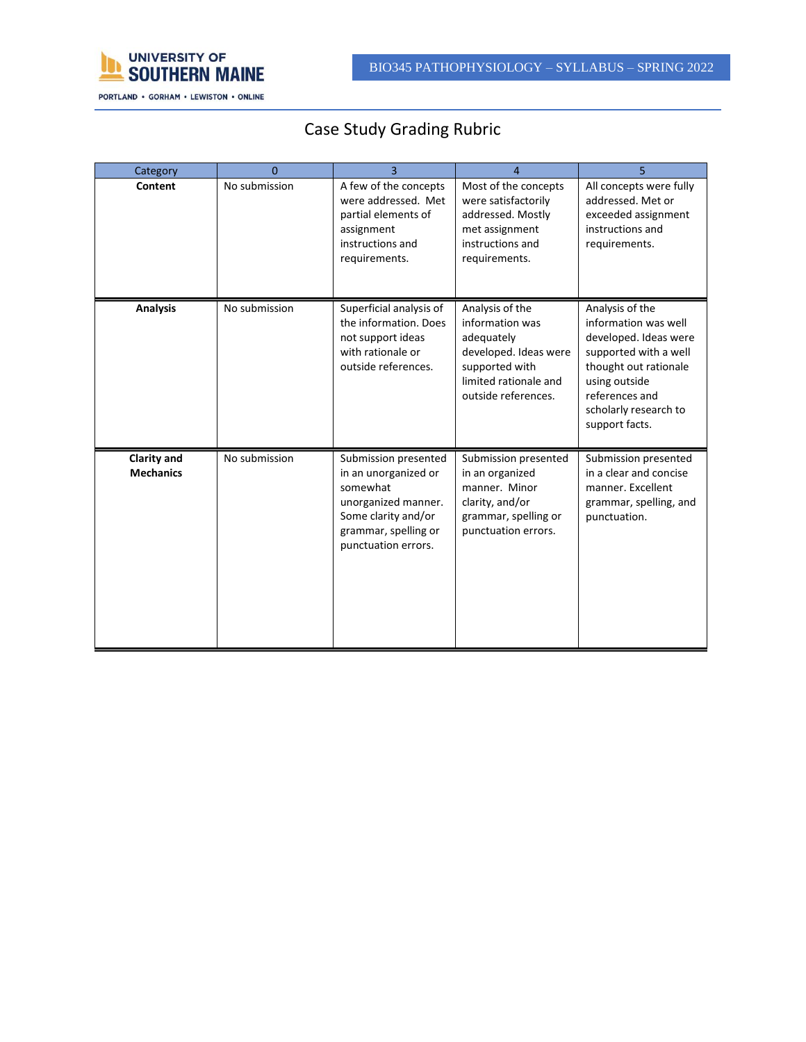# Case Study Grading Rubric

| Category | 0 | 3 | 4 | 5 |
|---|---|---|---|---|
| **Content** | No submission | A few of the concepts were addressed. Met partial elements of assignment instructions and requirements. | Most of the concepts were satisfactorily addressed. Mostly met assignment instructions and requirements. | All concepts were fully addressed. Met or exceeded assignment instructions and requirements. |
| **Analysis** | No submission | Superficial analysis of the information. Does not support ideas with rationale or outside references. | Analysis of the information was adequately developed. Ideas were supported with limited rationale and outside references. | Analysis of the information was well developed. Ideas were supported with a well thought out rationale using outside references and scholarly research to support facts. |
| **Clarity and Mechanics** | No submission | Submission presented in an unorganized or somewhat unorganized manner. Some clarity and/or grammar, spelling or punctuation errors. | Submission presented in an organized manner. Minor clarity, and/or grammar, spelling or punctuation errors. | Submission presented in a clear and concise manner. Excellent grammar, spelling, and punctuation. |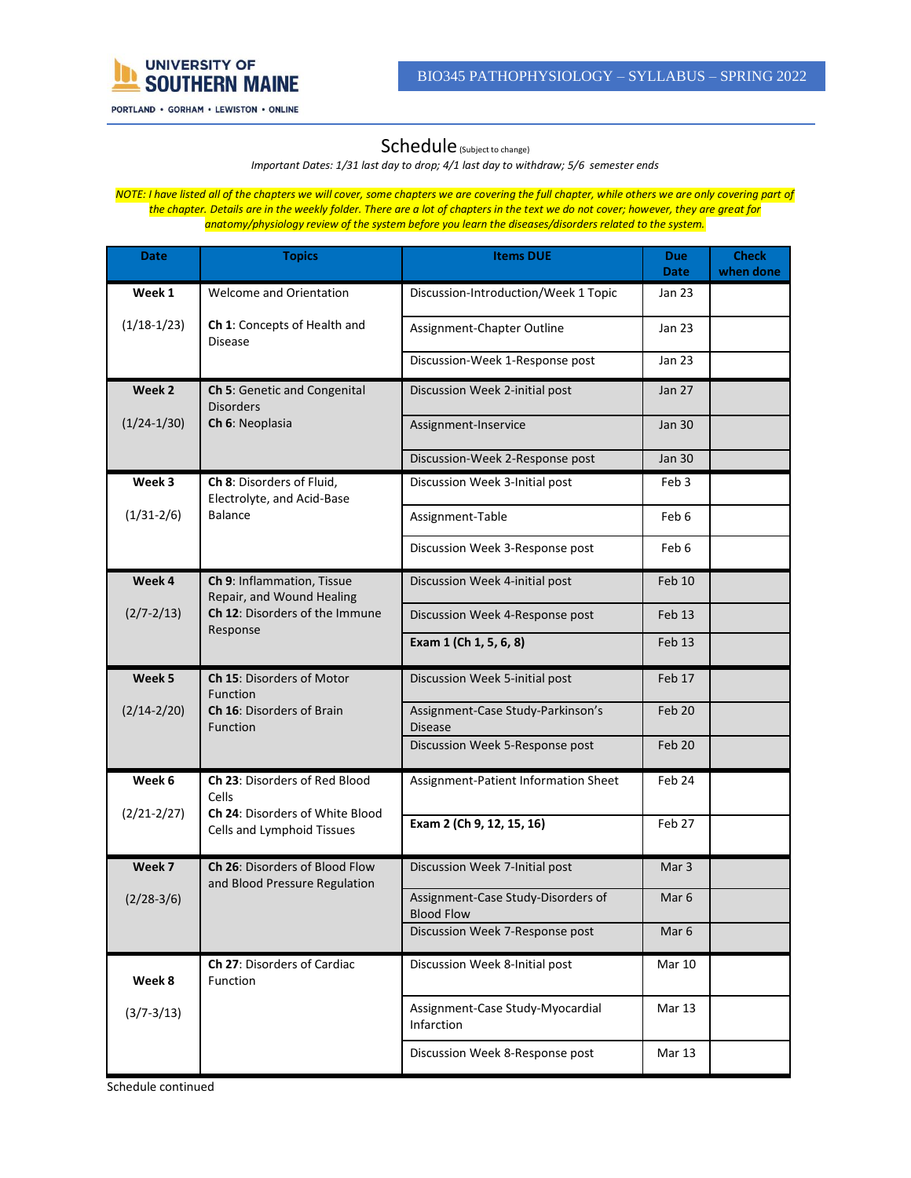# Schedule (Subject to change)

*Important Dates: 1/31 last day to drop; 4/1 last day to withdraw; 5/6 semester ends*

*NOTE: I have listed all of the chapters we will cover, some chapters we are covering the full chapter, while others we are only covering part of the chapter. Details are in the weekly folder. There are a lot of chapters in the text we do not cover; however, they are great for anatomy/physiology review of the system before you learn the diseases/disorders related to the system.*

| Date | Topics | Items DUE | Due Date | Check when done |
|---|---|---|---|---|
| **Week 1** (1/18-1/23) | Welcome and Orientation **Ch 1**: Concepts of Health and Disease | Discussion-Introduction/Week 1 Topic | Jan 23 | |
| | | Assignment-Chapter Outline | Jan 23 | |
| | | Discussion-Week 1-Response post | Jan 23 | |
| **Week 2** (1/24-1/30) | **Ch 5**: Genetic and Congenital Disorders **Ch 6**: Neoplasia | Discussion Week 2-initial post | Jan 27 | |
| | | Assignment-Inservice | Jan 30 | |
| | | Discussion-Week 2-Response post | Jan 30 | |
| **Week 3** (1/31-2/6) | **Ch 8**: Disorders of Fluid, Electrolyte, and Acid-Base Balance | Discussion Week 3-Initial post | Feb 3 | |
| | | Assignment-Table | Feb 6 | |
| | | Discussion Week 3-Response post | Feb 6 | |
| **Week 4** (2/7-2/13) | **Ch 9**: Inflammation, Tissue Repair, and Wound Healing **Ch 12**: Disorders of the Immune Response | Discussion Week 4-initial post | Feb 10 | |
| | | Discussion Week 4-Response post | Feb 13 | |
| | | **Exam 1 (Ch 1, 5, 6, 8)** | Feb 13 | |
| **Week 5** (2/14-2/20) | **Ch 15**: Disorders of Motor Function **Ch 16**: Disorders of Brain Function | Discussion Week 5-initial post | Feb 17 | |
| | | Assignment-Case Study-Parkinson's Disease | Feb 20 | |
| | | Discussion Week 5-Response post | Feb 20 | |
| **Week 6** (2/21-2/27) | **Ch 23**: Disorders of Red Blood Cells **Ch 24**: Disorders of White Blood Cells and Lymphoid Tissues | Assignment-Patient Information Sheet | Feb 24 | |
| | | **Exam 2 (Ch 9, 12, 15, 16)** | Feb 27 | |
| **Week 7** (2/28-3/6) | **Ch 26**: Disorders of Blood Flow and Blood Pressure Regulation | Discussion Week 7-Initial post | Mar 3 | |
| | | Assignment-Case Study-Disorders of Blood Flow | Mar 6 | |
| | | Discussion Week 7-Response post | Mar 6 | |
| **Week 8** (3/7-3/13) | **Ch 27**: Disorders of Cardiac Function | Discussion Week 8-Initial post | Mar 10 | |
| | | Assignment-Case Study-Myocardial Infarction | Mar 13 | |
| | | Discussion Week 8-Response post | Mar 13 | |

Schedule continued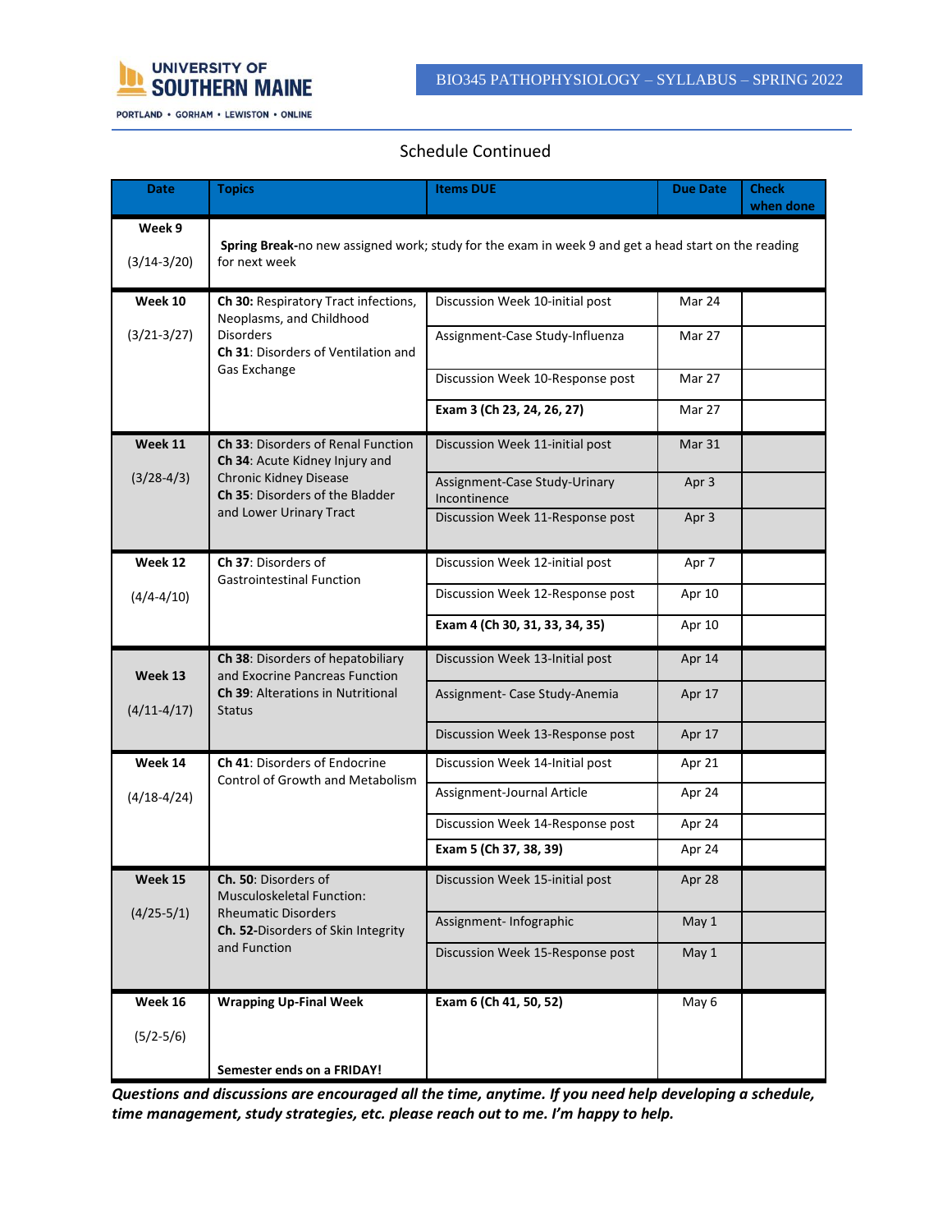## Schedule Continued

| Date | Topics | Items DUE | Due Date | Check when done |
|---|---|---|---|---|
| **Week 9** (3/14-3/20) | **Spring Break-**no new assigned work; study for the exam in week 9 and get a head start on the reading for next week | | | |
| **Week 10** (3/21-3/27) | **Ch 30:** Respiratory Tract infections, Neoplasms, and Childhood Disorders **Ch 31**: Disorders of Ventilation and Gas Exchange | Discussion Week 10-initial post | Mar 24 | |
| | | Assignment-Case Study-Influenza | Mar 27 | |
| | | Discussion Week 10-Response post | Mar 27 | |
| | | **Exam 3 (Ch 23, 24, 26, 27)** | Mar 27 | |
| **Week 11** (3/28-4/3) | **Ch 33**: Disorders of Renal Function **Ch 34**: Acute Kidney Injury and Chronic Kidney Disease **Ch 35**: Disorders of the Bladder and Lower Urinary Tract | Discussion Week 11-initial post | Mar 31 | |
| | | Assignment-Case Study-Urinary Incontinence | Apr 3 | |
| | | Discussion Week 11-Response post | Apr 3 | |
| **Week 12** (4/4-4/10) | **Ch 37**: Disorders of Gastrointestinal Function | Discussion Week 12-initial post | Apr 7 | |
| | | Discussion Week 12-Response post | Apr 10 | |
| | | **Exam 4 (Ch 30, 31, 33, 34, 35)** | Apr 10 | |
| **Week 13** (4/11-4/17) | **Ch 38**: Disorders of hepatobiliary and Exocrine Pancreas Function **Ch 39**: Alterations in Nutritional Status | Discussion Week 13-Initial post | Apr 14 | |
| | | Assignment- Case Study-Anemia | Apr 17 | |
| | | Discussion Week 13-Response post | Apr 17 | |
| **Week 14** (4/18-4/24) | **Ch 41**: Disorders of Endocrine Control of Growth and Metabolism | Discussion Week 14-Initial post | Apr 21 | |
| | | Assignment-Journal Article | Apr 24 | |
| | | Discussion Week 14-Response post | Apr 24 | |
| | | **Exam 5 (Ch 37, 38, 39)** | Apr 24 | |
| **Week 15** (4/25-5/1) | **Ch. 50**: Disorders of Musculoskeletal Function: Rheumatic Disorders **Ch. 52-**Disorders of Skin Integrity and Function | Discussion Week 15-initial post | Apr 28 | |
| | | Assignment- Infographic | May 1 | |
| | | Discussion Week 15-Response post | May 1 | |
| **Week 16** (5/2-5/6) | **Wrapping Up-Final Week** **Semester ends on a FRIDAY!** | **Exam 6 (Ch 41, 50, 52)** | May 6 | |

***Questions and discussions are encouraged all the time, anytime. If you need help developing a schedule, time management, study strategies, etc. please reach out to me. I'm happy to help.***